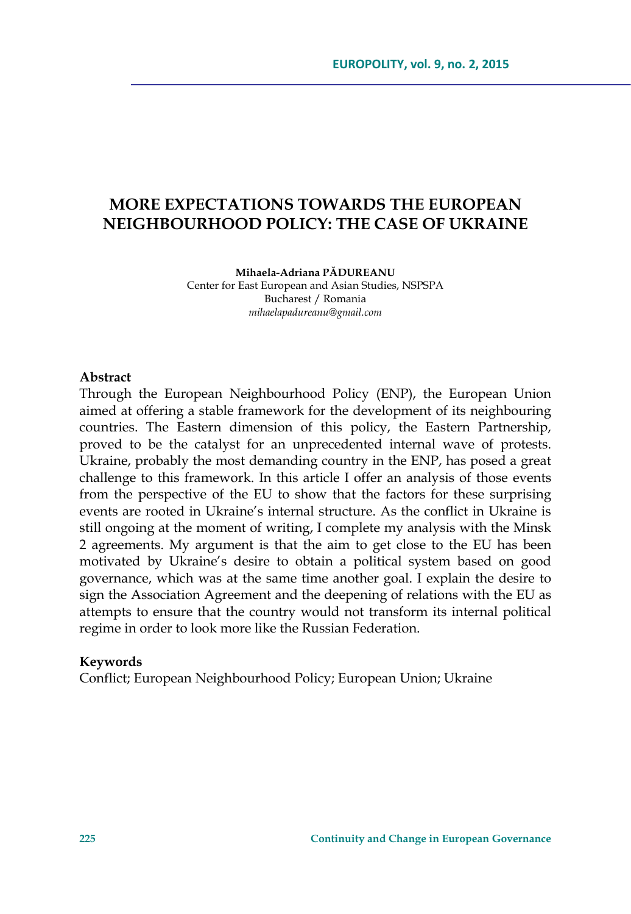# MORE EXPECTATIONS TOWARDS THE EUROPEAN NEIGHBOURHOOD POLICY: THE CASE OF UKRAINE

**Mihaela-Adriana PĂDUREANU**
Center for East European and Asian Studies, NSPSPA
Bucharest / Romania
*mihaelapadureanu@gmail.com*

**Abstract**

Through the European Neighbourhood Policy (ENP), the European Union aimed at offering a stable framework for the development of its neighbouring countries. The Eastern dimension of this policy, the Eastern Partnership, proved to be the catalyst for an unprecedented internal wave of protests. Ukraine, probably the most demanding country in the ENP, has posed a great challenge to this framework. In this article I offer an analysis of those events from the perspective of the EU to show that the factors for these surprising events are rooted in Ukraine's internal structure. As the conflict in Ukraine is still ongoing at the moment of writing, I complete my analysis with the Minsk 2 agreements. My argument is that the aim to get close to the EU has been motivated by Ukraine's desire to obtain a political system based on good governance, which was at the same time another goal. I explain the desire to sign the Association Agreement and the deepening of relations with the EU as attempts to ensure that the country would not transform its internal political regime in order to look more like the Russian Federation.

**Keywords**

Conflict; European Neighbourhood Policy; European Union; Ukraine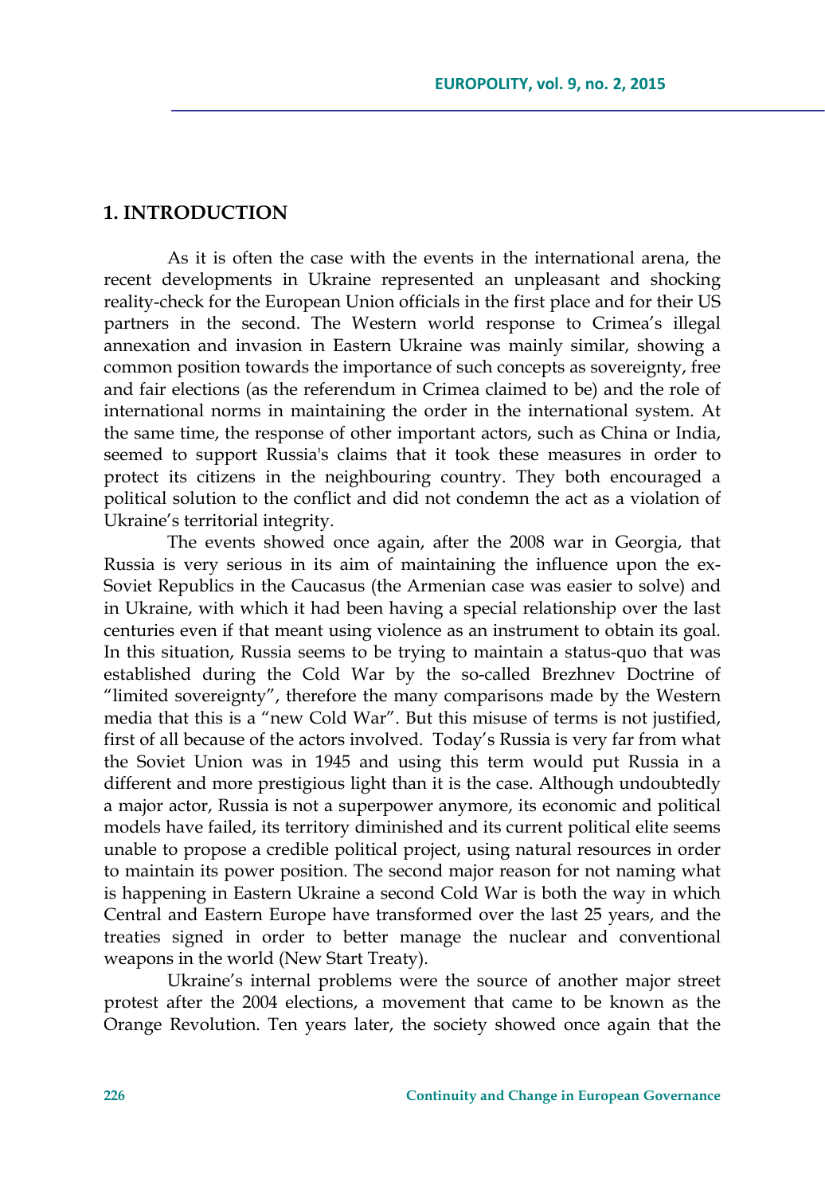## 1. INTRODUCTION

As it is often the case with the events in the international arena, the recent developments in Ukraine represented an unpleasant and shocking reality-check for the European Union officials in the first place and for their US partners in the second. The Western world response to Crimea's illegal annexation and invasion in Eastern Ukraine was mainly similar, showing a common position towards the importance of such concepts as sovereignty, free and fair elections (as the referendum in Crimea claimed to be) and the role of international norms in maintaining the order in the international system. At the same time, the response of other important actors, such as China or India, seemed to support Russia's claims that it took these measures in order to protect its citizens in the neighbouring country. They both encouraged a political solution to the conflict and did not condemn the act as a violation of Ukraine's territorial integrity.

The events showed once again, after the 2008 war in Georgia, that Russia is very serious in its aim of maintaining the influence upon the ex-Soviet Republics in the Caucasus (the Armenian case was easier to solve) and in Ukraine, with which it had been having a special relationship over the last centuries even if that meant using violence as an instrument to obtain its goal. In this situation, Russia seems to be trying to maintain a status-quo that was established during the Cold War by the so-called Brezhnev Doctrine of "limited sovereignty", therefore the many comparisons made by the Western media that this is a "new Cold War". But this misuse of terms is not justified, first of all because of the actors involved. Today's Russia is very far from what the Soviet Union was in 1945 and using this term would put Russia in a different and more prestigious light than it is the case. Although undoubtedly a major actor, Russia is not a superpower anymore, its economic and political models have failed, its territory diminished and its current political elite seems unable to propose a credible political project, using natural resources in order to maintain its power position. The second major reason for not naming what is happening in Eastern Ukraine a second Cold War is both the way in which Central and Eastern Europe have transformed over the last 25 years, and the treaties signed in order to better manage the nuclear and conventional weapons in the world (New Start Treaty).

Ukraine's internal problems were the source of another major street protest after the 2004 elections, a movement that came to be known as the Orange Revolution. Ten years later, the society showed once again that the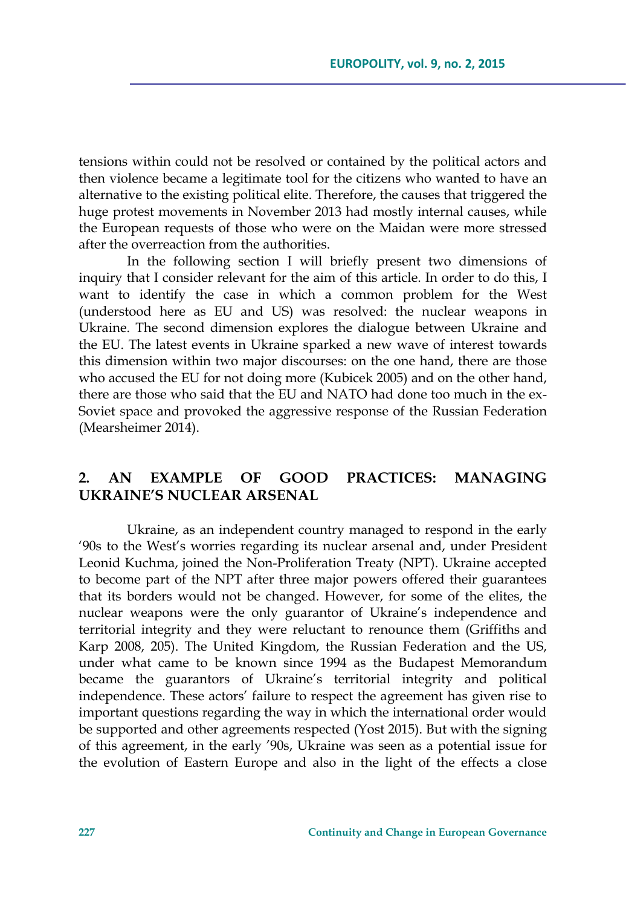tensions within could not be resolved or contained by the political actors and then violence became a legitimate tool for the citizens who wanted to have an alternative to the existing political elite. Therefore, the causes that triggered the huge protest movements in November 2013 had mostly internal causes, while the European requests of those who were on the Maidan were more stressed after the overreaction from the authorities.

In the following section I will briefly present two dimensions of inquiry that I consider relevant for the aim of this article. In order to do this, I want to identify the case in which a common problem for the West (understood here as EU and US) was resolved: the nuclear weapons in Ukraine. The second dimension explores the dialogue between Ukraine and the EU. The latest events in Ukraine sparked a new wave of interest towards this dimension within two major discourses: on the one hand, there are those who accused the EU for not doing more (Kubicek 2005) and on the other hand, there are those who said that the EU and NATO had done too much in the ex-Soviet space and provoked the aggressive response of the Russian Federation (Mearsheimer 2014).

## 2. AN EXAMPLE OF GOOD PRACTICES: MANAGING UKRAINE'S NUCLEAR ARSENAL

Ukraine, as an independent country managed to respond in the early '90s to the West's worries regarding its nuclear arsenal and, under President Leonid Kuchma, joined the Non-Proliferation Treaty (NPT). Ukraine accepted to become part of the NPT after three major powers offered their guarantees that its borders would not be changed. However, for some of the elites, the nuclear weapons were the only guarantor of Ukraine's independence and territorial integrity and they were reluctant to renounce them (Griffiths and Karp 2008, 205). The United Kingdom, the Russian Federation and the US, under what came to be known since 1994 as the Budapest Memorandum became the guarantors of Ukraine's territorial integrity and political independence. These actors' failure to respect the agreement has given rise to important questions regarding the way in which the international order would be supported and other agreements respected (Yost 2015). But with the signing of this agreement, in the early '90s, Ukraine was seen as a potential issue for the evolution of Eastern Europe and also in the light of the effects a close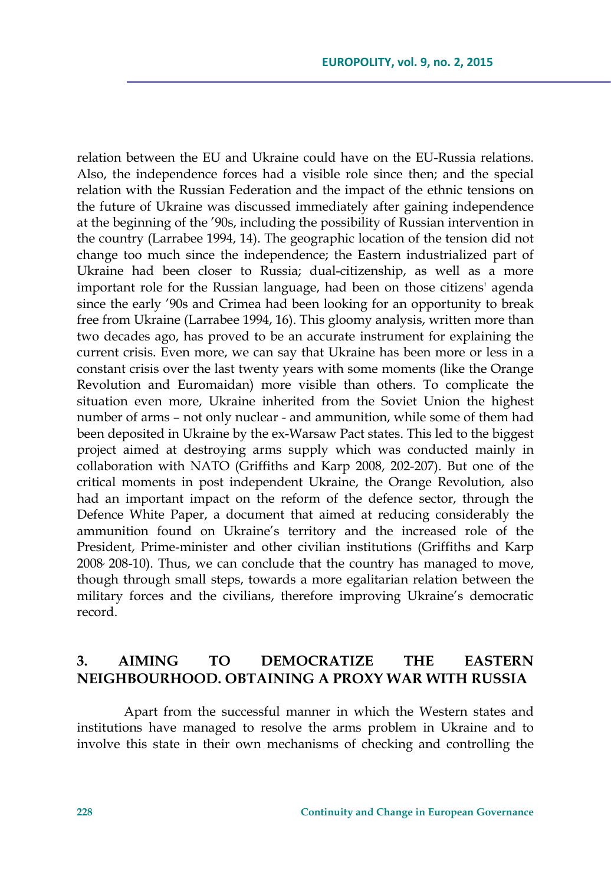relation between the EU and Ukraine could have on the EU-Russia relations. Also, the independence forces had a visible role since then; and the special relation with the Russian Federation and the impact of the ethnic tensions on the future of Ukraine was discussed immediately after gaining independence at the beginning of the ’90s, including the possibility of Russian intervention in the country (Larrabee 1994, 14). The geographic location of the tension did not change too much since the independence; the Eastern industrialized part of Ukraine had been closer to Russia; dual-citizenship, as well as a more important role for the Russian language, had been on those citizens' agenda since the early ’90s and Crimea had been looking for an opportunity to break free from Ukraine (Larrabee 1994, 16). This gloomy analysis, written more than two decades ago, has proved to be an accurate instrument for explaining the current crisis. Even more, we can say that Ukraine has been more or less in a constant crisis over the last twenty years with some moments (like the Orange Revolution and Euromaidan) more visible than others. To complicate the situation even more, Ukraine inherited from the Soviet Union the highest number of arms – not only nuclear - and ammunition, while some of them had been deposited in Ukraine by the ex-Warsaw Pact states. This led to the biggest project aimed at destroying arms supply which was conducted mainly in collaboration with NATO (Griffiths and Karp 2008, 202-207). But one of the critical moments in post independent Ukraine, the Orange Revolution, also had an important impact on the reform of the defence sector, through the Defence White Paper, a document that aimed at reducing considerably the ammunition found on Ukraine’s territory and the increased role of the President, Prime-minister and other civilian institutions (Griffiths and Karp 2008, 208-10). Thus, we can conclude that the country has managed to move, though through small steps, towards a more egalitarian relation between the military forces and the civilians, therefore improving Ukraine’s democratic record.

## 3. AIMING TO DEMOCRATIZE THE EASTERN NEIGHBOURHOOD. OBTAINING A PROXY WAR WITH RUSSIA

Apart from the successful manner in which the Western states and institutions have managed to resolve the arms problem in Ukraine and to involve this state in their own mechanisms of checking and controlling the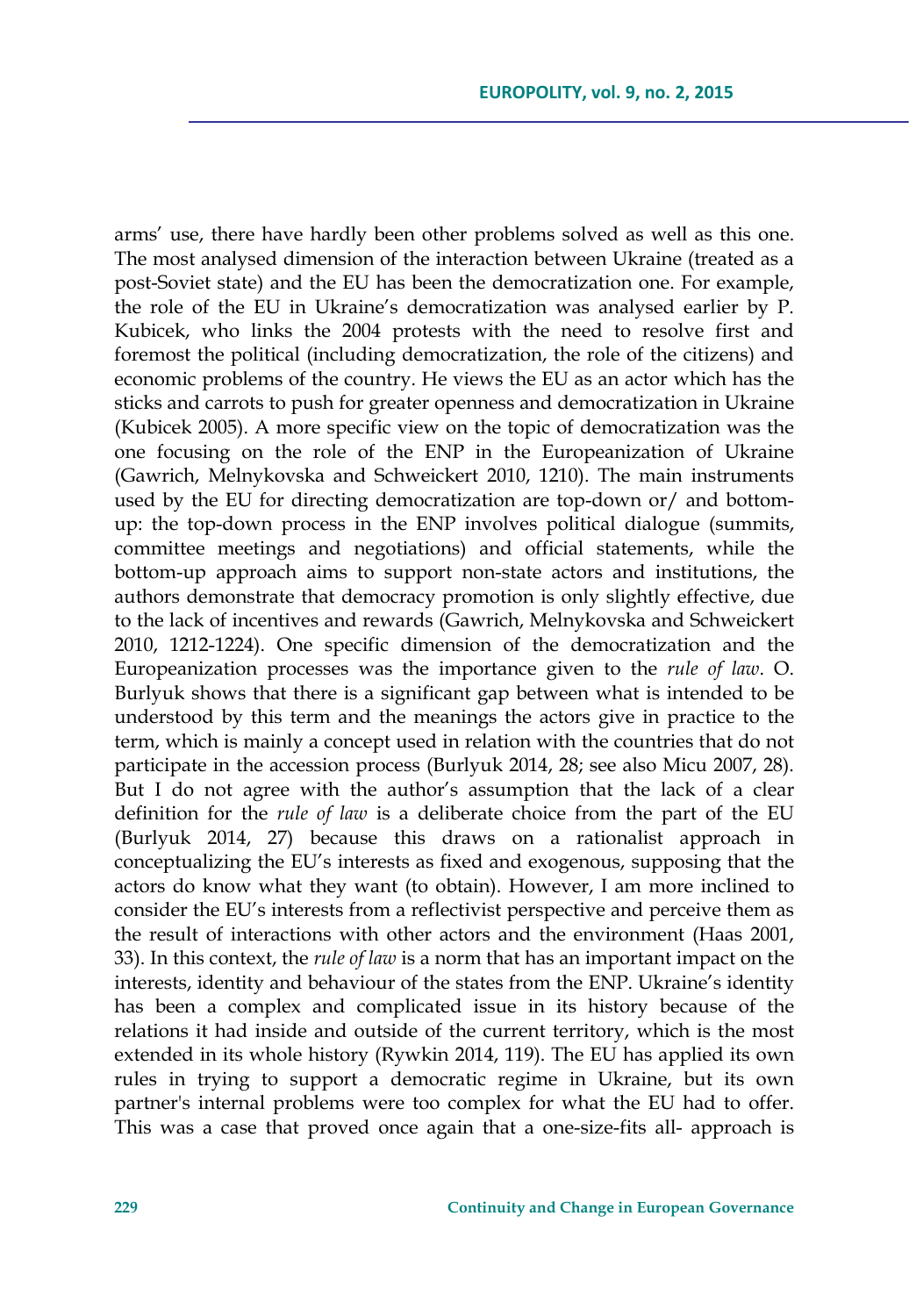arms' use, there have hardly been other problems solved as well as this one. The most analysed dimension of the interaction between Ukraine (treated as a post-Soviet state) and the EU has been the democratization one. For example, the role of the EU in Ukraine's democratization was analysed earlier by P. Kubicek, who links the 2004 protests with the need to resolve first and foremost the political (including democratization, the role of the citizens) and economic problems of the country. He views the EU as an actor which has the sticks and carrots to push for greater openness and democratization in Ukraine (Kubicek 2005). A more specific view on the topic of democratization was the one focusing on the role of the ENP in the Europeanization of Ukraine (Gawrich, Melnykovska and Schweickert 2010, 1210). The main instruments used by the EU for directing democratization are top-down or/ and bottom-up: the top-down process in the ENP involves political dialogue (summits, committee meetings and negotiations) and official statements, while the bottom-up approach aims to support non-state actors and institutions, the authors demonstrate that democracy promotion is only slightly effective, due to the lack of incentives and rewards (Gawrich, Melnykovska and Schweickert 2010, 1212-1224). One specific dimension of the democratization and the Europeanization processes was the importance given to the *rule of law*. O. Burlyuk shows that there is a significant gap between what is intended to be understood by this term and the meanings the actors give in practice to the term, which is mainly a concept used in relation with the countries that do not participate in the accession process (Burlyuk 2014, 28; see also Micu 2007, 28). But I do not agree with the author's assumption that the lack of a clear definition for the *rule of law* is a deliberate choice from the part of the EU (Burlyuk 2014, 27) because this draws on a rationalist approach in conceptualizing the EU's interests as fixed and exogenous, supposing that the actors do know what they want (to obtain). However, I am more inclined to consider the EU's interests from a reflectivist perspective and perceive them as the result of interactions with other actors and the environment (Haas 2001, 33). In this context, the *rule of law* is a norm that has an important impact on the interests, identity and behaviour of the states from the ENP. Ukraine's identity has been a complex and complicated issue in its history because of the relations it had inside and outside of the current territory, which is the most extended in its whole history (Rywkin 2014, 119). The EU has applied its own rules in trying to support a democratic regime in Ukraine, but its own partner's internal problems were too complex for what the EU had to offer. This was a case that proved once again that a one-size-fits all- approach is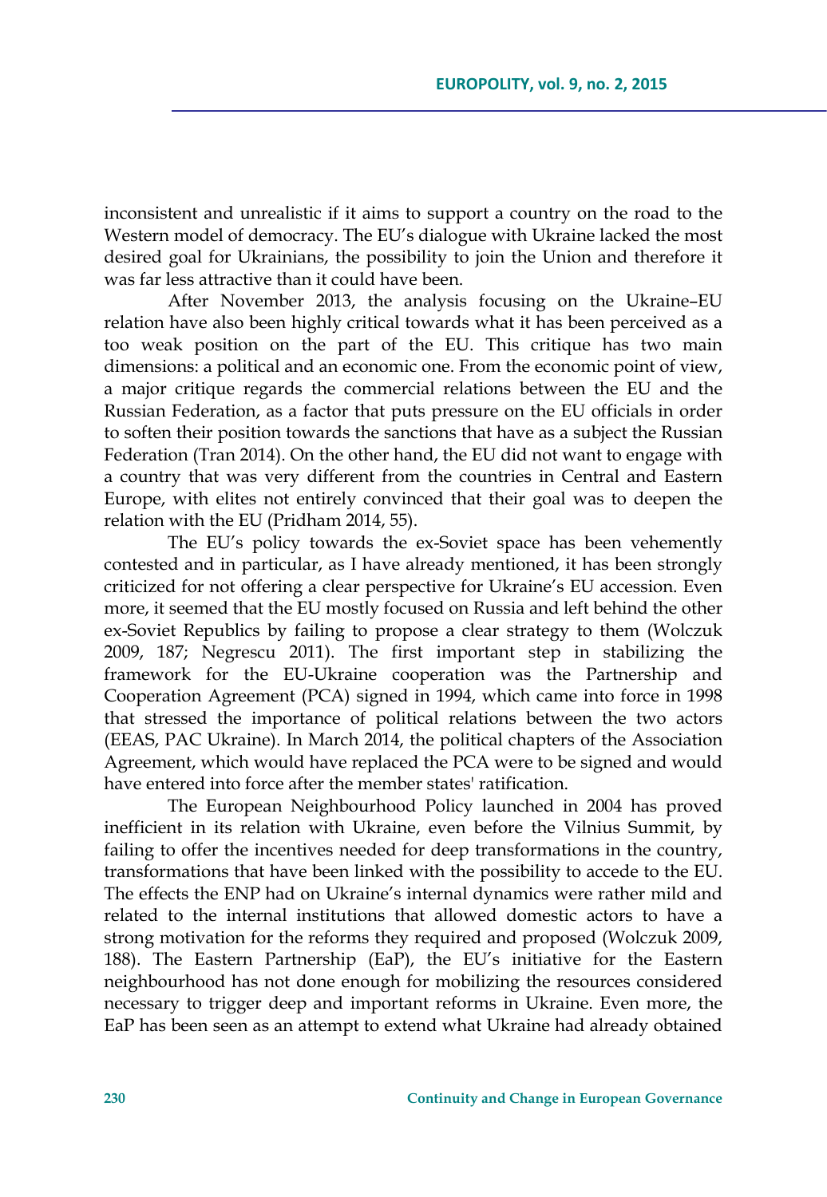inconsistent and unrealistic if it aims to support a country on the road to the Western model of democracy. The EU's dialogue with Ukraine lacked the most desired goal for Ukrainians, the possibility to join the Union and therefore it was far less attractive than it could have been.

After November 2013, the analysis focusing on the Ukraine–EU relation have also been highly critical towards what it has been perceived as a too weak position on the part of the EU. This critique has two main dimensions: a political and an economic one. From the economic point of view, a major critique regards the commercial relations between the EU and the Russian Federation, as a factor that puts pressure on the EU officials in order to soften their position towards the sanctions that have as a subject the Russian Federation (Tran 2014). On the other hand, the EU did not want to engage with a country that was very different from the countries in Central and Eastern Europe, with elites not entirely convinced that their goal was to deepen the relation with the EU (Pridham 2014, 55).

The EU's policy towards the ex-Soviet space has been vehemently contested and in particular, as I have already mentioned, it has been strongly criticized for not offering a clear perspective for Ukraine's EU accession. Even more, it seemed that the EU mostly focused on Russia and left behind the other ex-Soviet Republics by failing to propose a clear strategy to them (Wolczuk 2009, 187; Negrescu 2011). The first important step in stabilizing the framework for the EU-Ukraine cooperation was the Partnership and Cooperation Agreement (PCA) signed in 1994, which came into force in 1998 that stressed the importance of political relations between the two actors (EEAS, PAC Ukraine). In March 2014, the political chapters of the Association Agreement, which would have replaced the PCA were to be signed and would have entered into force after the member states' ratification.

The European Neighbourhood Policy launched in 2004 has proved inefficient in its relation with Ukraine, even before the Vilnius Summit, by failing to offer the incentives needed for deep transformations in the country, transformations that have been linked with the possibility to accede to the EU. The effects the ENP had on Ukraine's internal dynamics were rather mild and related to the internal institutions that allowed domestic actors to have a strong motivation for the reforms they required and proposed (Wolczuk 2009, 188). The Eastern Partnership (EaP), the EU's initiative for the Eastern neighbourhood has not done enough for mobilizing the resources considered necessary to trigger deep and important reforms in Ukraine. Even more, the EaP has been seen as an attempt to extend what Ukraine had already obtained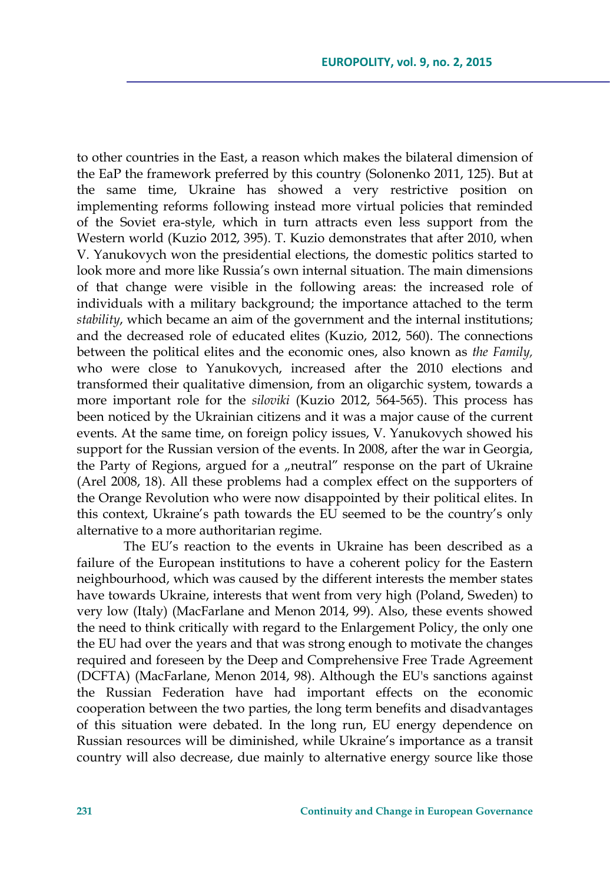to other countries in the East, a reason which makes the bilateral dimension of the EaP the framework preferred by this country (Solonenko 2011, 125). But at the same time, Ukraine has showed a very restrictive position on implementing reforms following instead more virtual policies that reminded of the Soviet era-style, which in turn attracts even less support from the Western world (Kuzio 2012, 395). T. Kuzio demonstrates that after 2010, when V. Yanukovych won the presidential elections, the domestic politics started to look more and more like Russia's own internal situation. The main dimensions of that change were visible in the following areas: the increased role of individuals with a military background; the importance attached to the term *stability*, which became an aim of the government and the internal institutions; and the decreased role of educated elites (Kuzio, 2012, 560). The connections between the political elites and the economic ones, also known as *the Family,* who were close to Yanukovych, increased after the 2010 elections and transformed their qualitative dimension, from an oligarchic system, towards a more important role for the *siloviki* (Kuzio 2012, 564-565). This process has been noticed by the Ukrainian citizens and it was a major cause of the current events. At the same time, on foreign policy issues, V. Yanukovych showed his support for the Russian version of the events. In 2008, after the war in Georgia, the Party of Regions, argued for a „neutral" response on the part of Ukraine (Arel 2008, 18). All these problems had a complex effect on the supporters of the Orange Revolution who were now disappointed by their political elites. In this context, Ukraine's path towards the EU seemed to be the country's only alternative to a more authoritarian regime.

The EU's reaction to the events in Ukraine has been described as a failure of the European institutions to have a coherent policy for the Eastern neighbourhood, which was caused by the different interests the member states have towards Ukraine, interests that went from very high (Poland, Sweden) to very low (Italy) (MacFarlane and Menon 2014, 99). Also, these events showed the need to think critically with regard to the Enlargement Policy, the only one the EU had over the years and that was strong enough to motivate the changes required and foreseen by the Deep and Comprehensive Free Trade Agreement (DCFTA) (MacFarlane, Menon 2014, 98). Although the EU's sanctions against the Russian Federation have had important effects on the economic cooperation between the two parties, the long term benefits and disadvantages of this situation were debated. In the long run, EU energy dependence on Russian resources will be diminished, while Ukraine's importance as a transit country will also decrease, due mainly to alternative energy source like those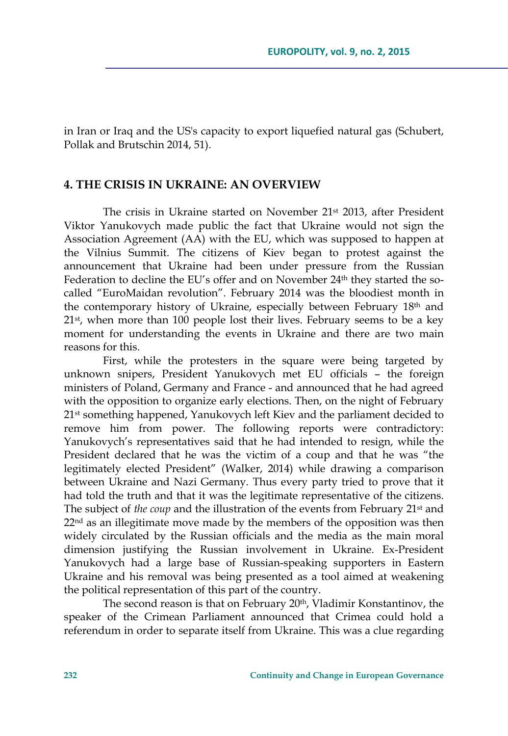in Iran or Iraq and the US's capacity to export liquefied natural gas (Schubert, Pollak and Brutschin 2014, 51).

## 4. THE CRISIS IN UKRAINE: AN OVERVIEW

The crisis in Ukraine started on November 21st 2013, after President Viktor Yanukovych made public the fact that Ukraine would not sign the Association Agreement (AA) with the EU, which was supposed to happen at the Vilnius Summit. The citizens of Kiev began to protest against the announcement that Ukraine had been under pressure from the Russian Federation to decline the EU's offer and on November 24th they started the so-called "EuroMaidan revolution". February 2014 was the bloodiest month in the contemporary history of Ukraine, especially between February 18th and 21st, when more than 100 people lost their lives. February seems to be a key moment for understanding the events in Ukraine and there are two main reasons for this.

First, while the protesters in the square were being targeted by unknown snipers, President Yanukovych met EU officials – the foreign ministers of Poland, Germany and France - and announced that he had agreed with the opposition to organize early elections. Then, on the night of February 21st something happened, Yanukovych left Kiev and the parliament decided to remove him from power. The following reports were contradictory: Yanukovych's representatives said that he had intended to resign, while the President declared that he was the victim of a coup and that he was "the legitimately elected President" (Walker, 2014) while drawing a comparison between Ukraine and Nazi Germany. Thus every party tried to prove that it had told the truth and that it was the legitimate representative of the citizens. The subject of *the coup* and the illustration of the events from February 21st and 22nd as an illegitimate move made by the members of the opposition was then widely circulated by the Russian officials and the media as the main moral dimension justifying the Russian involvement in Ukraine. Ex-President Yanukovych had a large base of Russian-speaking supporters in Eastern Ukraine and his removal was being presented as a tool aimed at weakening the political representation of this part of the country.

The second reason is that on February 20th, Vladimir Konstantinov, the speaker of the Crimean Parliament announced that Crimea could hold a referendum in order to separate itself from Ukraine. This was a clue regarding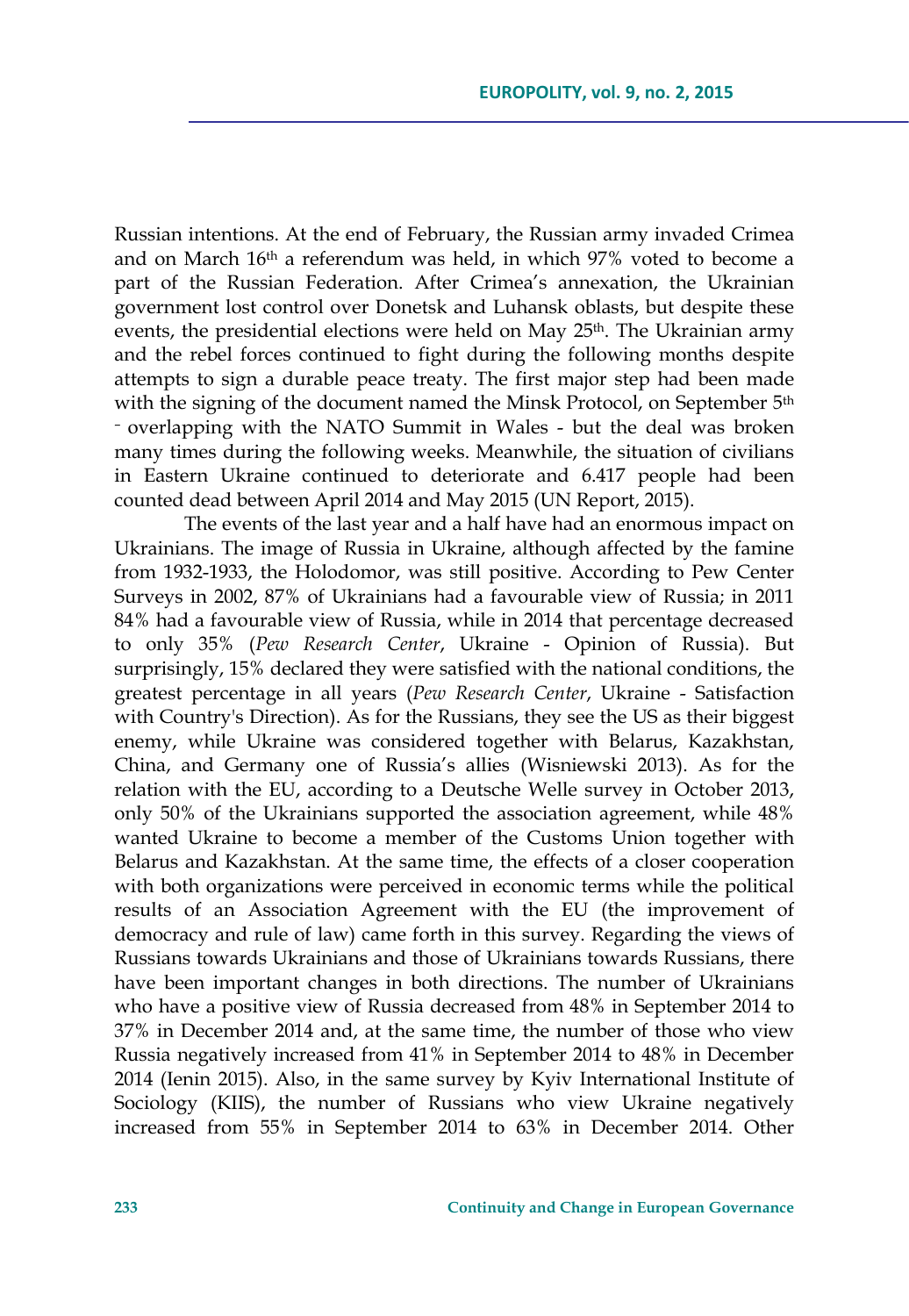Russian intentions. At the end of February, the Russian army invaded Crimea and on March 16th a referendum was held, in which 97% voted to become a part of the Russian Federation. After Crimea's annexation, the Ukrainian government lost control over Donetsk and Luhansk oblasts, but despite these events, the presidential elections were held on May 25th. The Ukrainian army and the rebel forces continued to fight during the following months despite attempts to sign a durable peace treaty. The first major step had been made with the signing of the document named the Minsk Protocol, on September 5th - overlapping with the NATO Summit in Wales - but the deal was broken many times during the following weeks. Meanwhile, the situation of civilians in Eastern Ukraine continued to deteriorate and 6.417 people had been counted dead between April 2014 and May 2015 (UN Report, 2015).

The events of the last year and a half have had an enormous impact on Ukrainians. The image of Russia in Ukraine, although affected by the famine from 1932-1933, the Holodomor, was still positive. According to Pew Center Surveys in 2002, 87% of Ukrainians had a favourable view of Russia; in 2011 84% had a favourable view of Russia, while in 2014 that percentage decreased to only 35% (*Pew Research Center*, Ukraine - Opinion of Russia). But surprisingly, 15% declared they were satisfied with the national conditions, the greatest percentage in all years (*Pew Research Center*, Ukraine - Satisfaction with Country's Direction). As for the Russians, they see the US as their biggest enemy, while Ukraine was considered together with Belarus, Kazakhstan, China, and Germany one of Russia's allies (Wisniewski 2013). As for the relation with the EU, according to a Deutsche Welle survey in October 2013, only 50% of the Ukrainians supported the association agreement, while 48% wanted Ukraine to become a member of the Customs Union together with Belarus and Kazakhstan. At the same time, the effects of a closer cooperation with both organizations were perceived in economic terms while the political results of an Association Agreement with the EU (the improvement of democracy and rule of law) came forth in this survey. Regarding the views of Russians towards Ukrainians and those of Ukrainians towards Russians, there have been important changes in both directions. The number of Ukrainians who have a positive view of Russia decreased from 48% in September 2014 to 37% in December 2014 and, at the same time, the number of those who view Russia negatively increased from 41% in September 2014 to 48% in December 2014 (Ienin 2015). Also, in the same survey by Kyiv International Institute of Sociology (KIIS), the number of Russians who view Ukraine negatively increased from 55% in September 2014 to 63% in December 2014. Other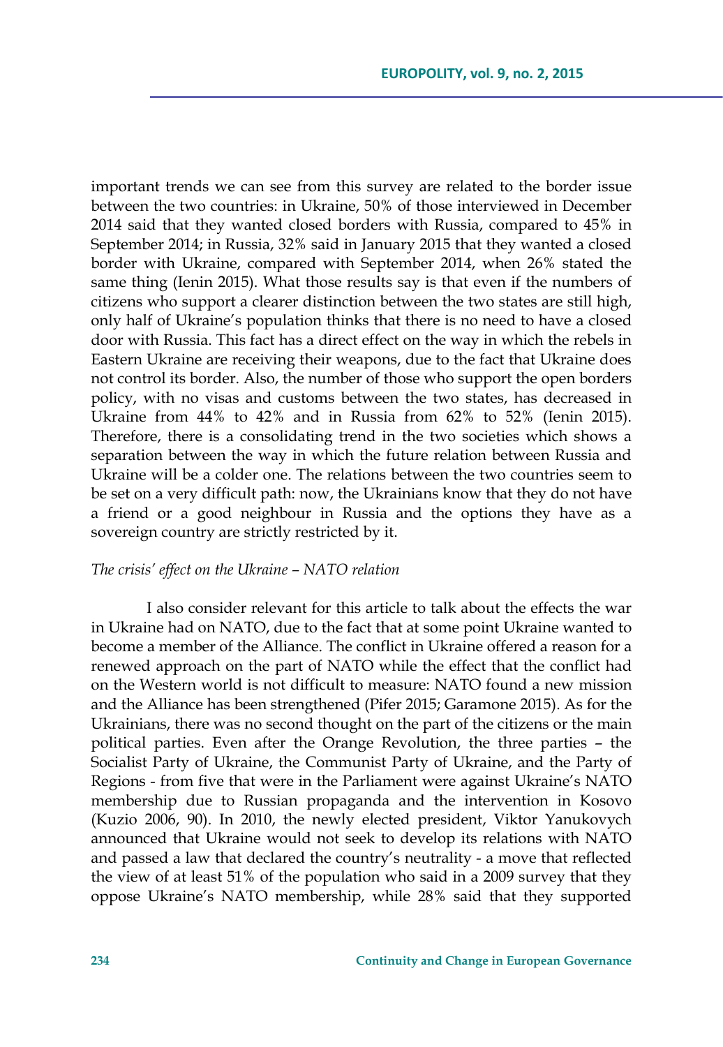important trends we can see from this survey are related to the border issue between the two countries: in Ukraine, 50% of those interviewed in December 2014 said that they wanted closed borders with Russia, compared to 45% in September 2014; in Russia, 32% said in January 2015 that they wanted a closed border with Ukraine, compared with September 2014, when 26% stated the same thing (Ienin 2015). What those results say is that even if the numbers of citizens who support a clearer distinction between the two states are still high, only half of Ukraine's population thinks that there is no need to have a closed door with Russia. This fact has a direct effect on the way in which the rebels in Eastern Ukraine are receiving their weapons, due to the fact that Ukraine does not control its border. Also, the number of those who support the open borders policy, with no visas and customs between the two states, has decreased in Ukraine from 44% to 42% and in Russia from 62% to 52% (Ienin 2015). Therefore, there is a consolidating trend in the two societies which shows a separation between the way in which the future relation between Russia and Ukraine will be a colder one. The relations between the two countries seem to be set on a very difficult path: now, the Ukrainians know that they do not have a friend or a good neighbour in Russia and the options they have as a sovereign country are strictly restricted by it.

*The crisis' effect on the Ukraine – NATO relation*

I also consider relevant for this article to talk about the effects the war in Ukraine had on NATO, due to the fact that at some point Ukraine wanted to become a member of the Alliance. The conflict in Ukraine offered a reason for a renewed approach on the part of NATO while the effect that the conflict had on the Western world is not difficult to measure: NATO found a new mission and the Alliance has been strengthened (Pifer 2015; Garamone 2015). As for the Ukrainians, there was no second thought on the part of the citizens or the main political parties. Even after the Orange Revolution, the three parties – the Socialist Party of Ukraine, the Communist Party of Ukraine, and the Party of Regions - from five that were in the Parliament were against Ukraine's NATO membership due to Russian propaganda and the intervention in Kosovo (Kuzio 2006, 90). In 2010, the newly elected president, Viktor Yanukovych announced that Ukraine would not seek to develop its relations with NATO and passed a law that declared the country's neutrality - a move that reflected the view of at least 51% of the population who said in a 2009 survey that they oppose Ukraine's NATO membership, while 28% said that they supported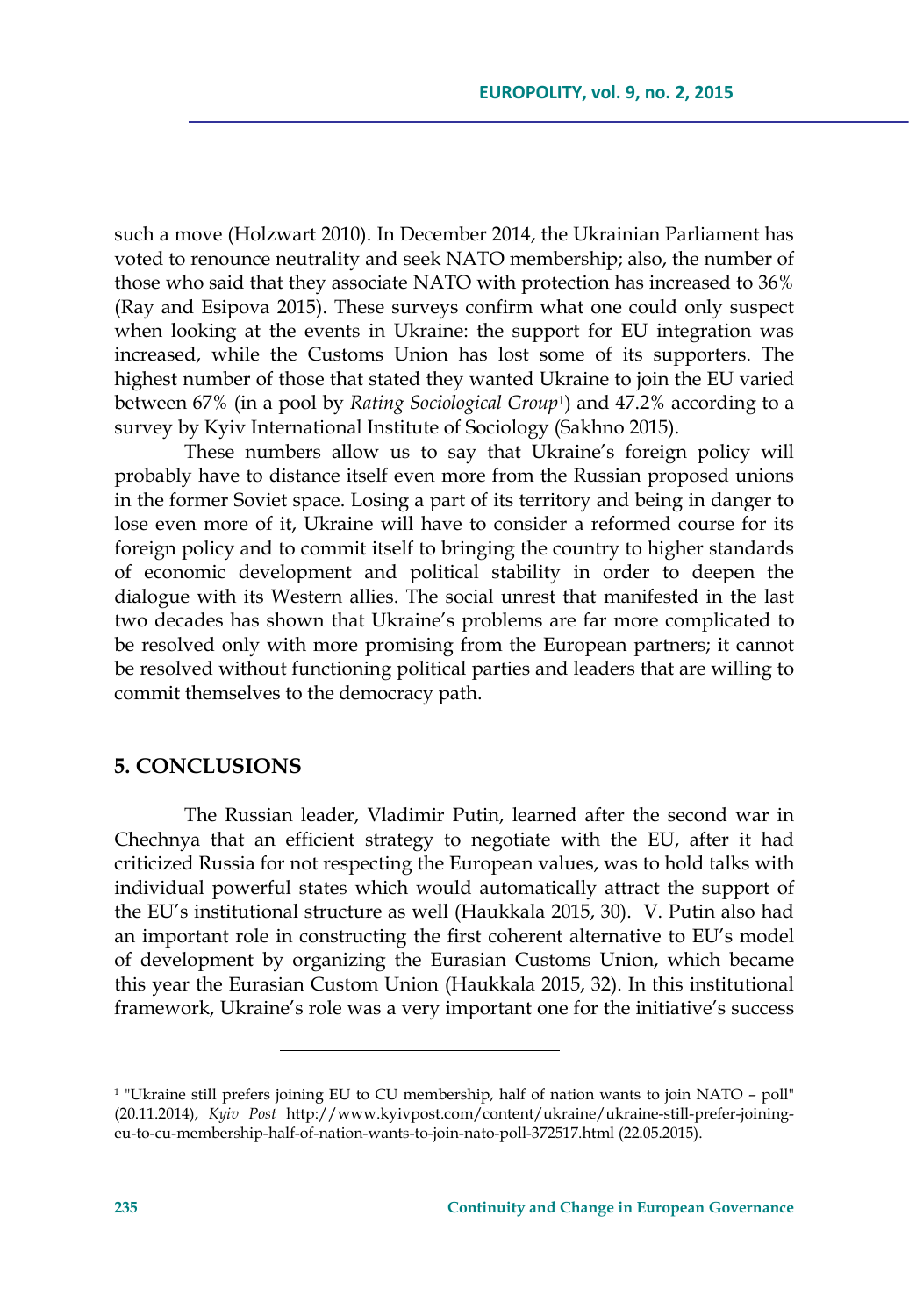such a move (Holzwart 2010). In December 2014, the Ukrainian Parliament has voted to renounce neutrality and seek NATO membership; also, the number of those who said that they associate NATO with protection has increased to 36% (Ray and Esipova 2015). These surveys confirm what one could only suspect when looking at the events in Ukraine: the support for EU integration was increased, while the Customs Union has lost some of its supporters. The highest number of those that stated they wanted Ukraine to join the EU varied between 67% (in a pool by *Rating Sociological Group*[1]) and 47.2% according to a survey by Kyiv International Institute of Sociology (Sakhno 2015).

These numbers allow us to say that Ukraine's foreign policy will probably have to distance itself even more from the Russian proposed unions in the former Soviet space. Losing a part of its territory and being in danger to lose even more of it, Ukraine will have to consider a reformed course for its foreign policy and to commit itself to bringing the country to higher standards of economic development and political stability in order to deepen the dialogue with its Western allies. The social unrest that manifested in the last two decades has shown that Ukraine's problems are far more complicated to be resolved only with more promising from the European partners; it cannot be resolved without functioning political parties and leaders that are willing to commit themselves to the democracy path.

## 5. CONCLUSIONS

The Russian leader, Vladimir Putin, learned after the second war in Chechnya that an efficient strategy to negotiate with the EU, after it had criticized Russia for not respecting the European values, was to hold talks with individual powerful states which would automatically attract the support of the EU's institutional structure as well (Haukkala 2015, 30). V. Putin also had an important role in constructing the first coherent alternative to EU's model of development by organizing the Eurasian Customs Union, which became this year the Eurasian Custom Union (Haukkala 2015, 32). In this institutional framework, Ukraine's role was a very important one for the initiative's success

---

[1] "Ukraine still prefers joining EU to CU membership, half of nation wants to join NATO – poll" (20.11.2014), *Kyiv Post* http://www.kyivpost.com/content/ukraine/ukraine-still-prefer-joining-eu-to-cu-membership-half-of-nation-wants-to-join-nato-poll-372517.html (22.05.2015).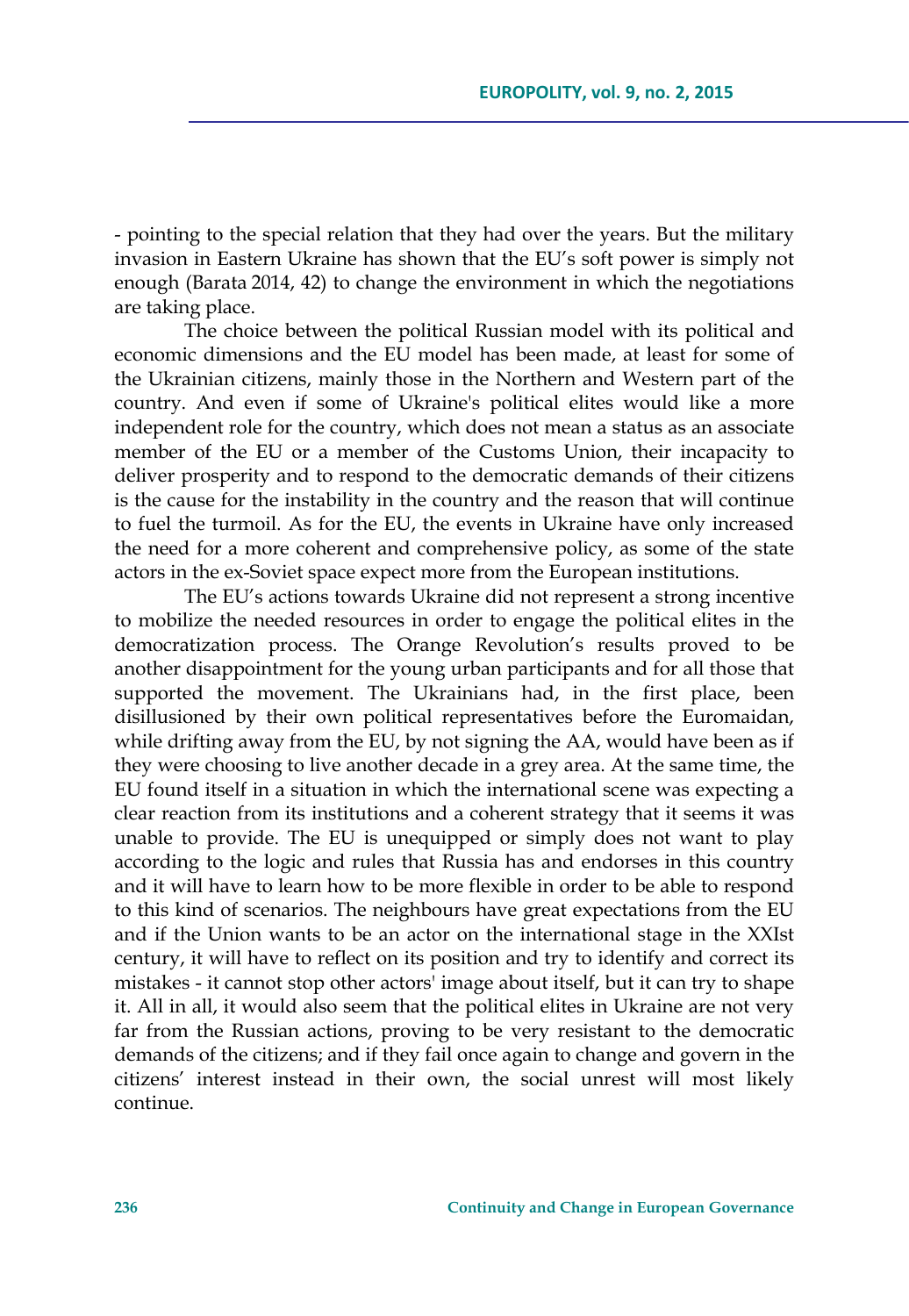- pointing to the special relation that they had over the years. But the military invasion in Eastern Ukraine has shown that the EU's soft power is simply not enough (Barata 2014, 42) to change the environment in which the negotiations are taking place.

The choice between the political Russian model with its political and economic dimensions and the EU model has been made, at least for some of the Ukrainian citizens, mainly those in the Northern and Western part of the country. And even if some of Ukraine's political elites would like a more independent role for the country, which does not mean a status as an associate member of the EU or a member of the Customs Union, their incapacity to deliver prosperity and to respond to the democratic demands of their citizens is the cause for the instability in the country and the reason that will continue to fuel the turmoil. As for the EU, the events in Ukraine have only increased the need for a more coherent and comprehensive policy, as some of the state actors in the ex-Soviet space expect more from the European institutions.

The EU's actions towards Ukraine did not represent a strong incentive to mobilize the needed resources in order to engage the political elites in the democratization process. The Orange Revolution's results proved to be another disappointment for the young urban participants and for all those that supported the movement. The Ukrainians had, in the first place, been disillusioned by their own political representatives before the Euromaidan, while drifting away from the EU, by not signing the AA, would have been as if they were choosing to live another decade in a grey area. At the same time, the EU found itself in a situation in which the international scene was expecting a clear reaction from its institutions and a coherent strategy that it seems it was unable to provide. The EU is unequipped or simply does not want to play according to the logic and rules that Russia has and endorses in this country and it will have to learn how to be more flexible in order to be able to respond to this kind of scenarios. The neighbours have great expectations from the EU and if the Union wants to be an actor on the international stage in the XXIst century, it will have to reflect on its position and try to identify and correct its mistakes - it cannot stop other actors' image about itself, but it can try to shape it. All in all, it would also seem that the political elites in Ukraine are not very far from the Russian actions, proving to be very resistant to the democratic demands of the citizens; and if they fail once again to change and govern in the citizens' interest instead in their own, the social unrest will most likely continue.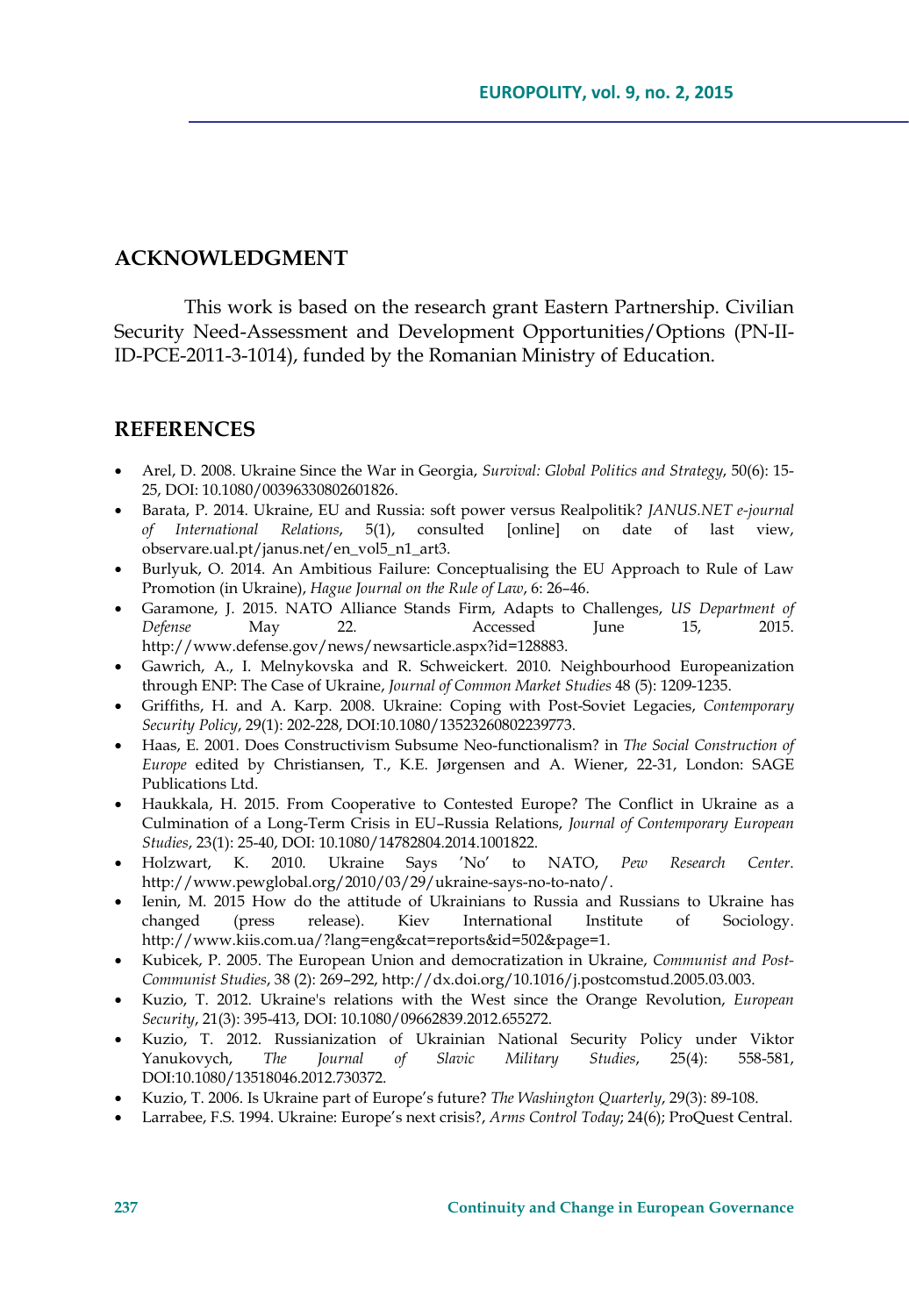## ACKNOWLEDGMENT

This work is based on the research grant Eastern Partnership. Civilian Security Need-Assessment and Development Opportunities/Options (PN-II-ID-PCE-2011-3-1014), funded by the Romanian Ministry of Education.

## REFERENCES

- Arel, D. 2008. Ukraine Since the War in Georgia, *Survival: Global Politics and Strategy*, 50(6): 15-25, DOI: 10.1080/00396330802601826.
- Barata, P. 2014. Ukraine, EU and Russia: soft power versus Realpolitik? *JANUS.NET e-journal of International Relations*, 5(1), consulted [online] on date of last view, observare.ual.pt/janus.net/en_vol5_n1_art3.
- Burlyuk, O. 2014. An Ambitious Failure: Conceptualising the EU Approach to Rule of Law Promotion (in Ukraine), *Hague Journal on the Rule of Law*, 6: 26–46.
- Garamone, J. 2015. NATO Alliance Stands Firm, Adapts to Challenges, *US Department of Defense* May 22. Accessed June 15, 2015. http://www.defense.gov/news/newsarticle.aspx?id=128883.
- Gawrich, A., I. Melnykovska and R. Schweickert. 2010. Neighbourhood Europeanization through ENP: The Case of Ukraine, *Journal of Common Market Studies* 48 (5): 1209-1235.
- Griffiths, H. and A. Karp. 2008. Ukraine: Coping with Post-Soviet Legacies, *Contemporary Security Policy*, 29(1): 202-228, DOI:10.1080/13523260802239773.
- Haas, E. 2001. Does Constructivism Subsume Neo-functionalism? in *The Social Construction of Europe* edited by Christiansen, T., K.E. Jørgensen and A. Wiener, 22-31, London: SAGE Publications Ltd.
- Haukkala, H. 2015. From Cooperative to Contested Europe? The Conflict in Ukraine as a Culmination of a Long-Term Crisis in EU–Russia Relations, *Journal of Contemporary European Studies*, 23(1): 25-40, DOI: 10.1080/14782804.2014.1001822.
- Holzwart, K. 2010. Ukraine Says 'No' to NATO, *Pew Research Center*. http://www.pewglobal.org/2010/03/29/ukraine-says-no-to-nato/.
- Ienin, M. 2015 How do the attitude of Ukrainians to Russia and Russians to Ukraine has changed (press release). Kiev International Institute of Sociology. http://www.kiis.com.ua/?lang=eng&cat=reports&id=502&page=1.
- Kubicek, P. 2005. The European Union and democratization in Ukraine, *Communist and Post-Communist Studies*, 38 (2): 269–292, http://dx.doi.org/10.1016/j.postcomstud.2005.03.003.
- Kuzio, T. 2012. Ukraine's relations with the West since the Orange Revolution, *European Security*, 21(3): 395-413, DOI: 10.1080/09662839.2012.655272.
- Kuzio, T. 2012. Russianization of Ukrainian National Security Policy under Viktor Yanukovych, *The Journal of Slavic Military Studies*, 25(4): 558-581, DOI:10.1080/13518046.2012.730372.
- Kuzio, T. 2006. Is Ukraine part of Europe's future? *The Washington Quarterly*, 29(3): 89-108.
- Larrabee, F.S. 1994. Ukraine: Europe's next crisis?, *Arms Control Today*; 24(6); ProQuest Central.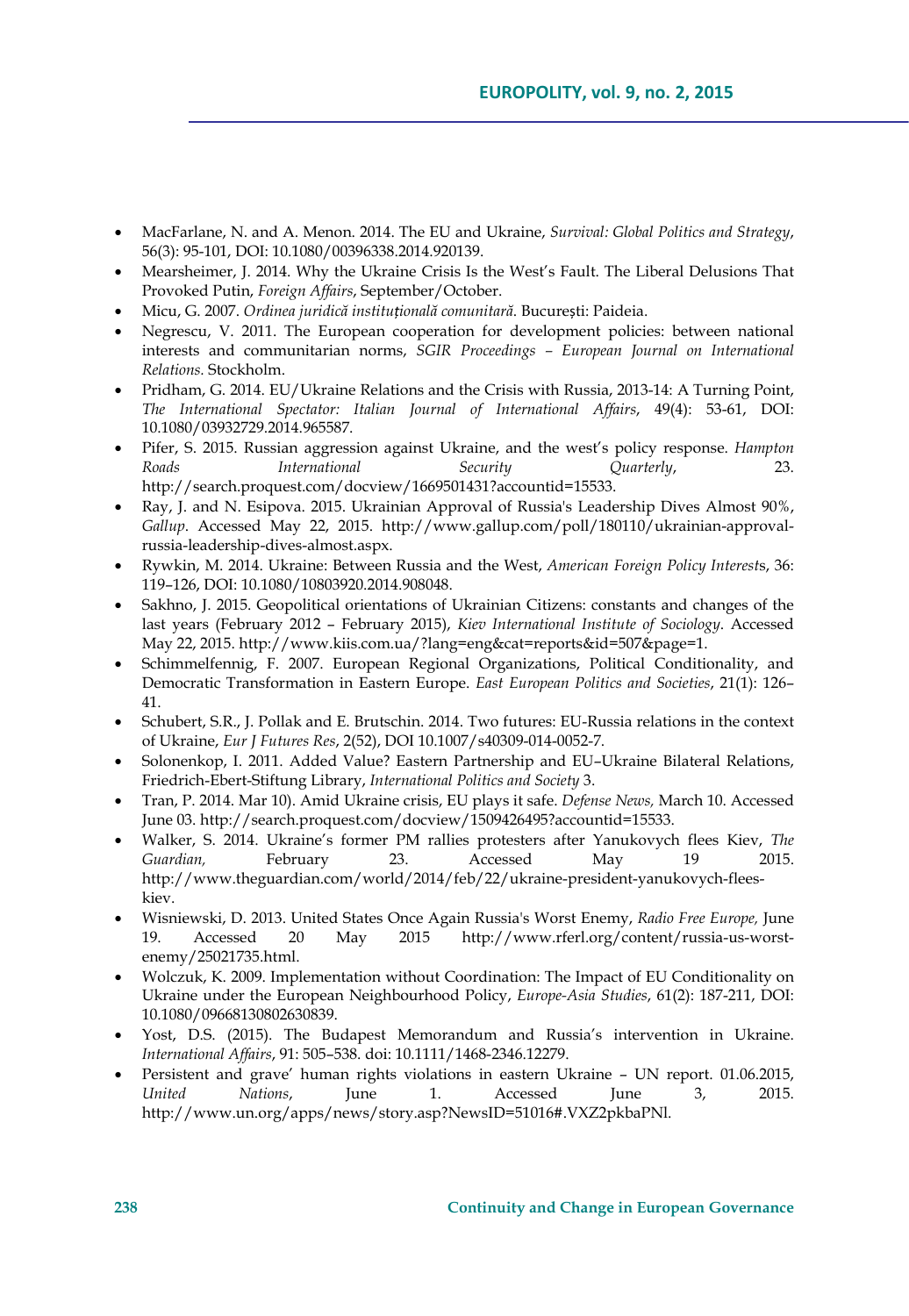- MacFarlane, N. and A. Menon. 2014. The EU and Ukraine, *Survival: Global Politics and Strategy*, 56(3): 95-101, DOI: 10.1080/00396338.2014.920139.
- Mearsheimer, J. 2014. Why the Ukraine Crisis Is the West's Fault. The Liberal Delusions That Provoked Putin, *Foreign Affairs*, September/October.
- Micu, G. 2007. *Ordinea juridică instituțională comunitară*. București: Paideia.
- Negrescu, V. 2011. The European cooperation for development policies: between national interests and communitarian norms, *SGIR Proceedings – European Journal on International Relations.* Stockholm.
- Pridham, G. 2014. EU/Ukraine Relations and the Crisis with Russia, 2013-14: A Turning Point, *The International Spectator: Italian Journal of International Affairs*, 49(4): 53-61, DOI: 10.1080/03932729.2014.965587.
- Pifer, S. 2015. Russian aggression against Ukraine, and the west's policy response. *Hampton Roads International Security Quarterly*, 23. http://search.proquest.com/docview/1669501431?accountid=15533.
- Ray, J. and N. Esipova. 2015. Ukrainian Approval of Russia's Leadership Dives Almost 90%, *Gallup*. Accessed May 22, 2015. http://www.gallup.com/poll/180110/ukrainian-approval-russia-leadership-dives-almost.aspx.
- Rywkin, M. 2014. Ukraine: Between Russia and the West, *American Foreign Policy Interests*, 36: 119–126, DOI: 10.1080/10803920.2014.908048.
- Sakhno, J. 2015. Geopolitical orientations of Ukrainian Citizens: constants and changes of the last years (February 2012 – February 2015), *Kiev International Institute of Sociology*. Accessed May 22, 2015. http://www.kiis.com.ua/?lang=eng&cat=reports&id=507&page=1.
- Schimmelfennig, F. 2007. European Regional Organizations, Political Conditionality, and Democratic Transformation in Eastern Europe. *East European Politics and Societies*, 21(1): 126–41.
- Schubert, S.R., J. Pollak and E. Brutschin. 2014. Two futures: EU-Russia relations in the context of Ukraine, *Eur J Futures Res*, 2(52), DOI 10.1007/s40309-014-0052-7.
- Solonenkop, I. 2011. Added Value? Eastern Partnership and EU–Ukraine Bilateral Relations, Friedrich-Ebert-Stiftung Library, *International Politics and Society* 3.
- Tran, P. 2014. Mar 10). Amid Ukraine crisis, EU plays it safe. *Defense News,* March 10. Accessed June 03. http://search.proquest.com/docview/1509426495?accountid=15533.
- Walker, S. 2014. Ukraine's former PM rallies protesters after Yanukovych flees Kiev, *The Guardian,* February 23. Accessed May 19 2015. http://www.theguardian.com/world/2014/feb/22/ukraine-president-yanukovych-flees-kiev.
- Wisniewski, D. 2013. United States Once Again Russia's Worst Enemy, *Radio Free Europe,* June 19. Accessed 20 May 2015 http://www.rferl.org/content/russia-us-worst-enemy/25021735.html.
- Wolczuk, K. 2009. Implementation without Coordination: The Impact of EU Conditionality on Ukraine under the European Neighbourhood Policy, *Europe-Asia Studies*, 61(2): 187-211, DOI: 10.1080/09668130802630839.
- Yost, D.S. (2015). The Budapest Memorandum and Russia's intervention in Ukraine. *International Affairs*, 91: 505–538. doi: 10.1111/1468-2346.12279.
- Persistent and grave' human rights violations in eastern Ukraine – UN report. 01.06.2015, *United Nations*, June 1. Accessed June 3, 2015. http://www.un.org/apps/news/story.asp?NewsID=51016#.VXZ2pkbaPNl.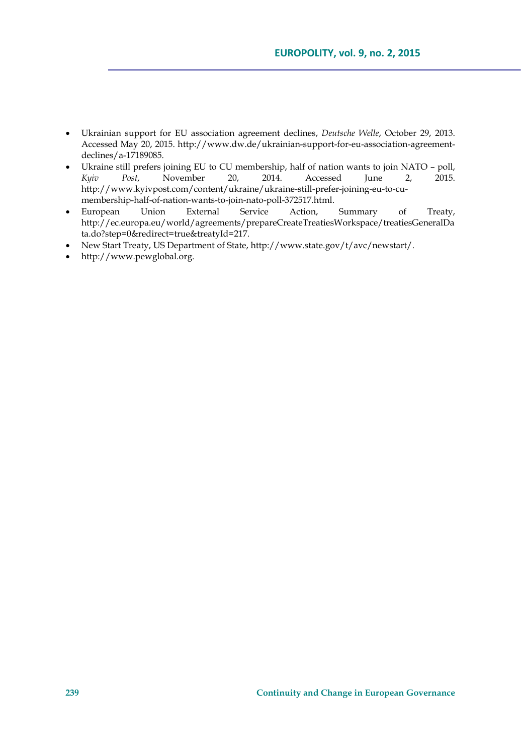- Ukrainian support for EU association agreement declines, *Deutsche Welle*, October 29, 2013. Accessed May 20, 2015. http://www.dw.de/ukrainian-support-for-eu-association-agreement-declines/a-17189085.
- Ukraine still prefers joining EU to CU membership, half of nation wants to join NATO – poll, *Kyiv Post*, November 20, 2014. Accessed June 2, 2015. http://www.kyivpost.com/content/ukraine/ukraine-still-prefer-joining-eu-to-cu-membership-half-of-nation-wants-to-join-nato-poll-372517.html.
- European Union External Service Action, Summary of Treaty, http://ec.europa.eu/world/agreements/prepareCreateTreatiesWorkspace/treatiesGeneralData.do?step=0&redirect=true&treatyId=217.
- New Start Treaty, US Department of State, http://www.state.gov/t/avc/newstart/.
- http://www.pewglobal.org.